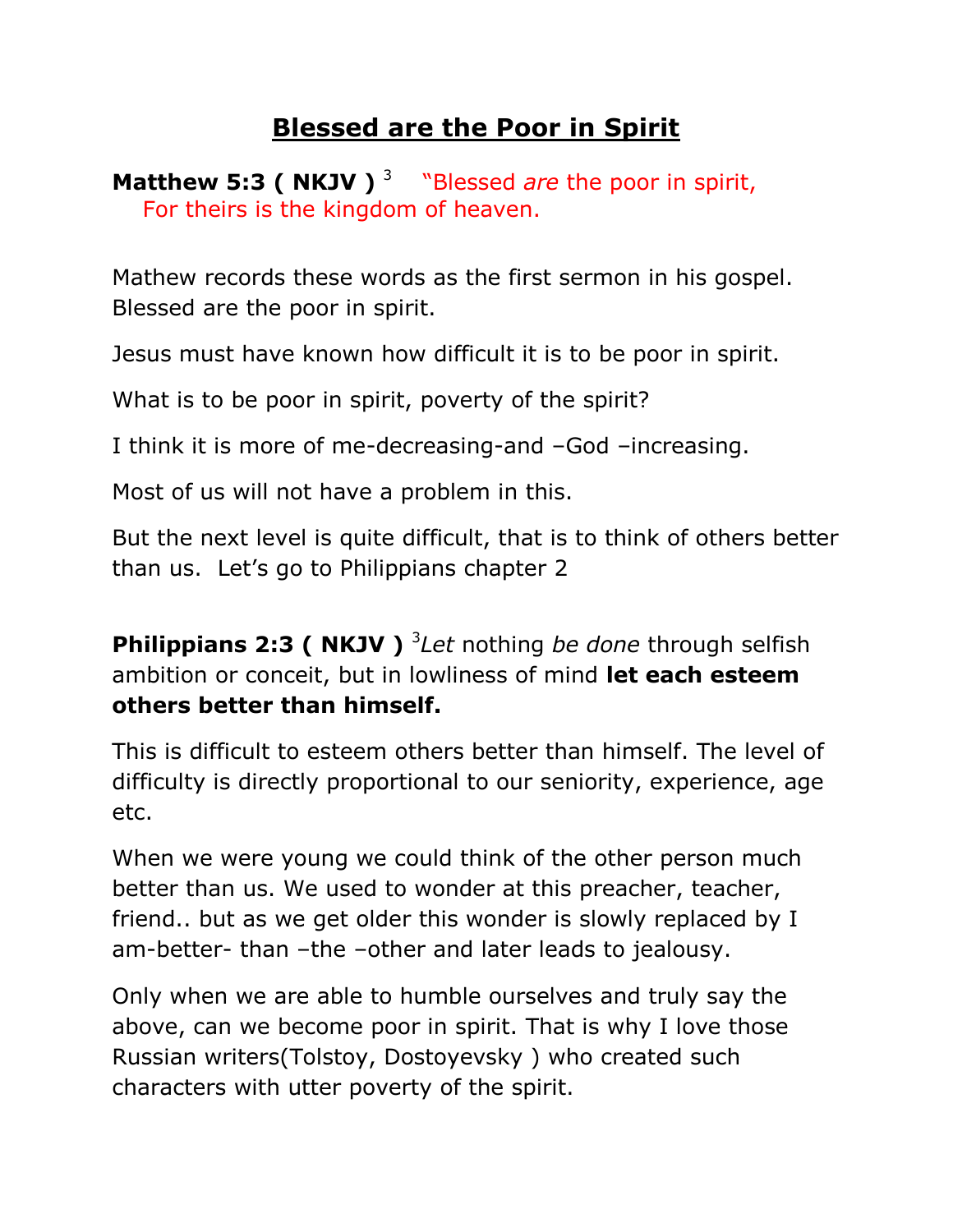# Blessed are the Poor in Spirit

**Matthew 5:3 ( NKJV )** [3] "Blessed *are* the poor in spirit,
For theirs is the kingdom of heaven.

Mathew records these words as the first sermon in his gospel. Blessed are the poor in spirit.

Jesus must have known how difficult it is to be poor in spirit.

What is to be poor in spirit, poverty of the spirit?

I think it is more of me-decreasing-and –God –increasing.

Most of us will not have a problem in this.

But the next level is quite difficult, that is to think of others better than us. Let's go to Philippians chapter 2

**Philippians 2:3 ( NKJV )** [3]*Let* nothing *be done* through selfish ambition or conceit, but in lowliness of mind **let each esteem others better than himself.**

This is difficult to esteem others better than himself. The level of difficulty is directly proportional to our seniority, experience, age etc.

When we were young we could think of the other person much better than us. We used to wonder at this preacher, teacher, friend.. but as we get older this wonder is slowly replaced by I am-better- than –the –other and later leads to jealousy.

Only when we are able to humble ourselves and truly say the above, can we become poor in spirit. That is why I love those Russian writers(Tolstoy, Dostoyevsky ) who created such characters with utter poverty of the spirit.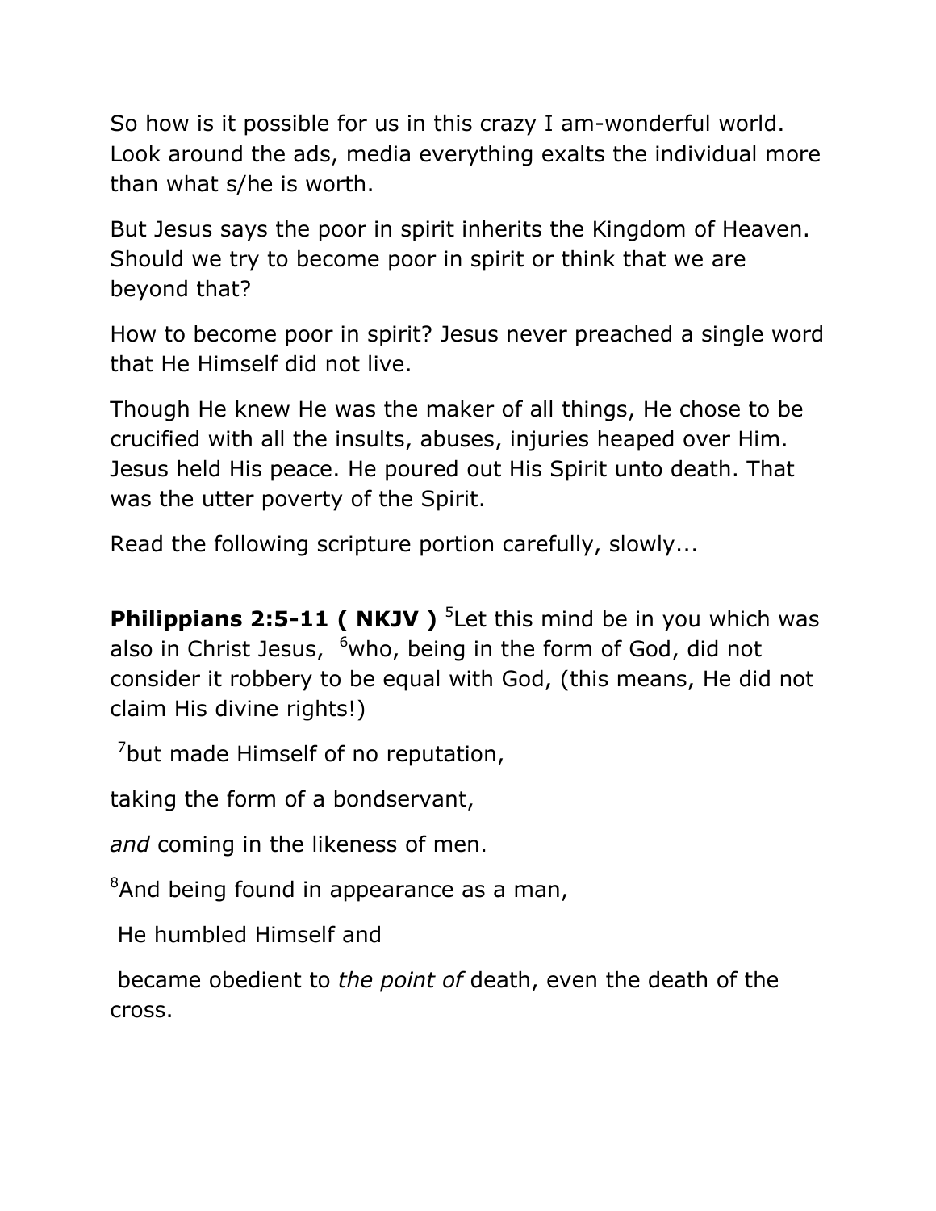So how is it possible for us in this crazy I am-wonderful world. Look around the ads, media everything exalts the individual more than what s/he is worth.

But Jesus says the poor in spirit inherits the Kingdom of Heaven. Should we try to become poor in spirit or think that we are beyond that?

How to become poor in spirit? Jesus never preached a single word that He Himself did not live.

Though He knew He was the maker of all things, He chose to be crucified with all the insults, abuses, injuries heaped over Him. Jesus held His peace. He poured out His Spirit unto death. That was the utter poverty of the Spirit.

Read the following scripture portion carefully, slowly...

**Philippians 2:5-11 ( NKJV )** [5]Let this mind be in you which was also in Christ Jesus, [6]who, being in the form of God, did not consider it robbery to be equal with God, (this means, He did not claim His divine rights!)

[7]but made Himself of no reputation,

taking the form of a bondservant,

*and* coming in the likeness of men.

[8]And being found in appearance as a man,

He humbled Himself and

became obedient to *the point of* death, even the death of the cross.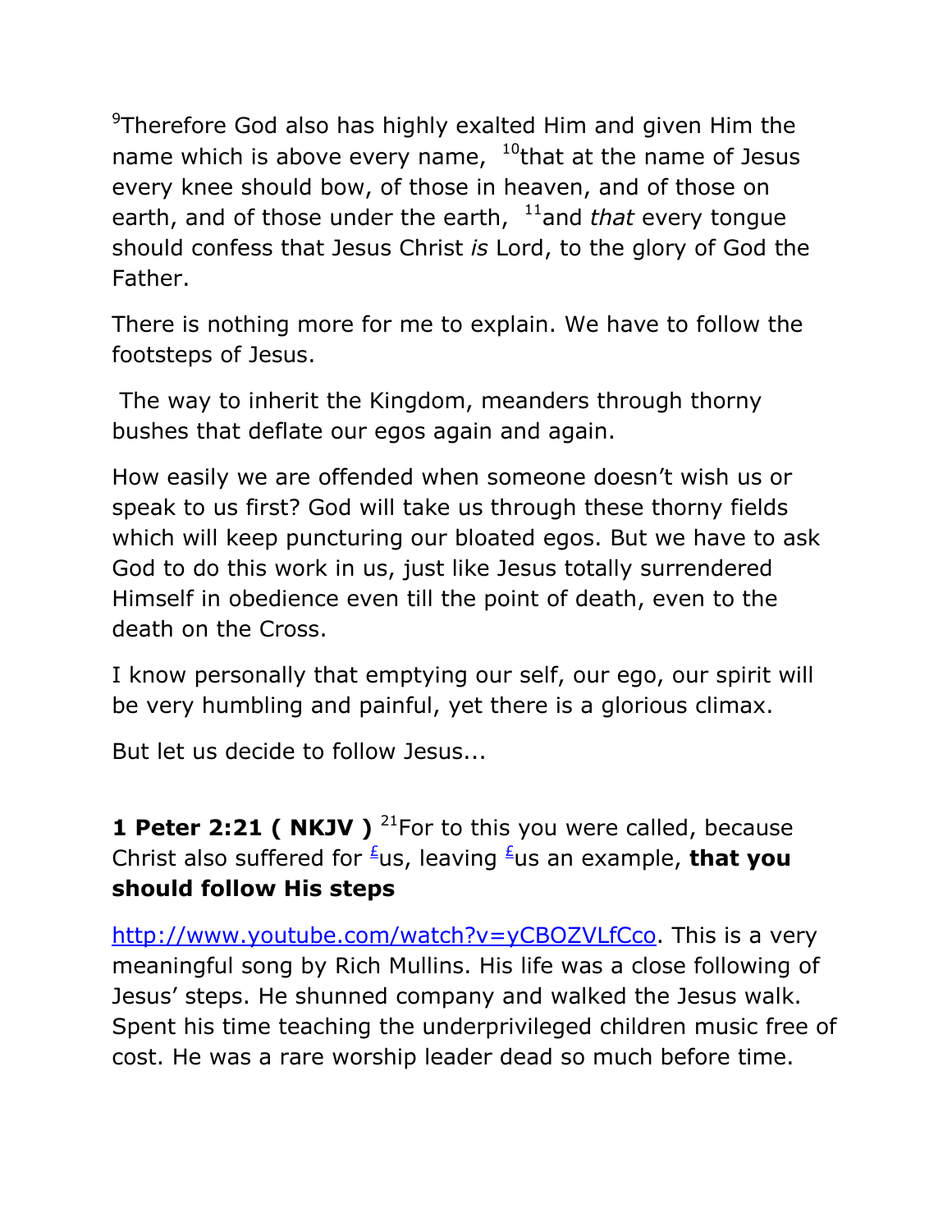[9]Therefore God also has highly exalted Him and given Him the name which is above every name, [10]that at the name of Jesus every knee should bow, of those in heaven, and of those on earth, and of those under the earth, [11]and *that* every tongue should confess that Jesus Christ *is* Lord, to the glory of God the Father.

There is nothing more for me to explain. We have to follow the footsteps of Jesus.

The way to inherit the Kingdom, meanders through thorny bushes that deflate our egos again and again.

How easily we are offended when someone doesn't wish us or speak to us first? God will take us through these thorny fields which will keep puncturing our bloated egos. But we have to ask God to do this work in us, just like Jesus totally surrendered Himself in obedience even till the point of death, even to the death on the Cross.

I know personally that emptying our self, our ego, our spirit will be very humbling and painful, yet there is a glorious climax.

But let us decide to follow Jesus...

**1 Peter 2:21 ( NKJV )** [21]For to this you were called, because Christ also suffered for [£]us, leaving [£]us an example, **that you should follow His steps**

http://www.youtube.com/watch?v=yCBOZVLfCco. This is a very meaningful song by Rich Mullins. His life was a close following of Jesus' steps. He shunned company and walked the Jesus walk. Spent his time teaching the underprivileged children music free of cost. He was a rare worship leader dead so much before time.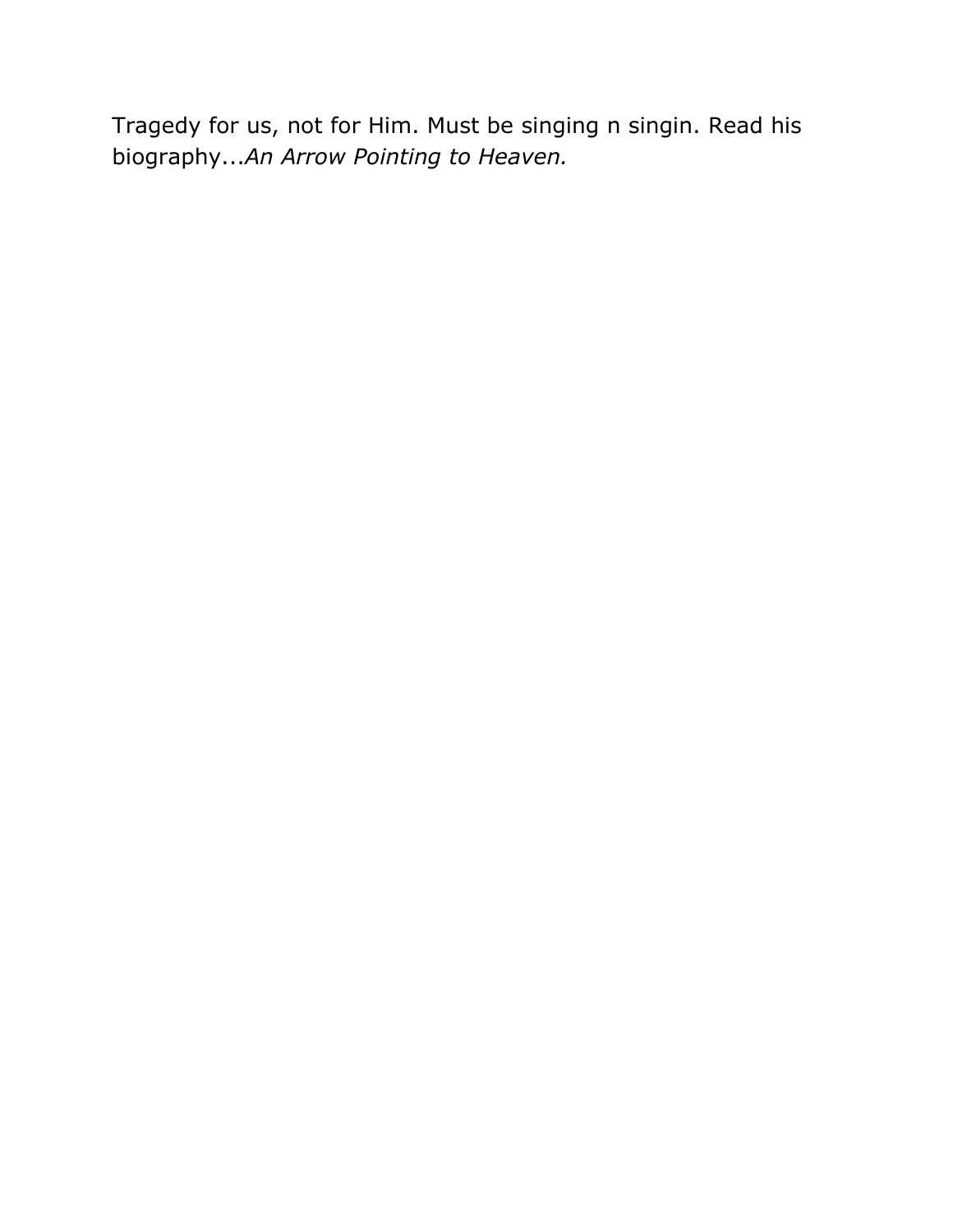Tragedy for us, not for Him. Must be singing n singin. Read his biography...*An Arrow Pointing to Heaven.*